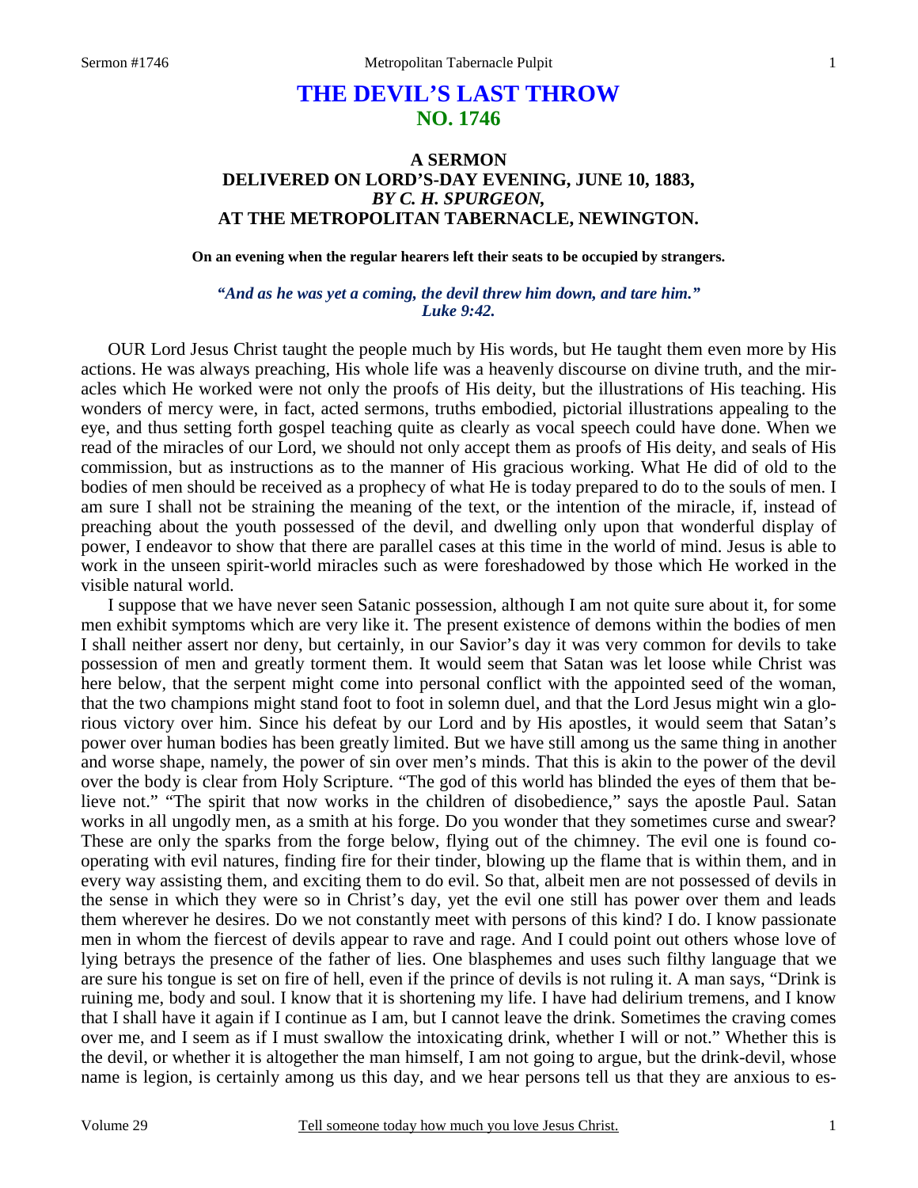# THE DEVIL'S LAST THROW
## NO. 1746

### A SERMON
### DELIVERED ON LORD'S-DAY EVENING, JUNE 10, 1883,
### *BY C. H. SPURGEON,*
### AT THE METROPOLITAN TABERNACLE, NEWINGTON.

**On an evening when the regular hearers left their seats to be occupied by strangers.**

*"And as he was yet a coming, the devil threw him down, and tare him." Luke 9:42.*

OUR Lord Jesus Christ taught the people much by His words, but He taught them even more by His actions. He was always preaching, His whole life was a heavenly discourse on divine truth, and the miracles which He worked were not only the proofs of His deity, but the illustrations of His teaching. His wonders of mercy were, in fact, acted sermons, truths embodied, pictorial illustrations appealing to the eye, and thus setting forth gospel teaching quite as clearly as vocal speech could have done. When we read of the miracles of our Lord, we should not only accept them as proofs of His deity, and seals of His commission, but as instructions as to the manner of His gracious working. What He did of old to the bodies of men should be received as a prophecy of what He is today prepared to do to the souls of men. I am sure I shall not be straining the meaning of the text, or the intention of the miracle, if, instead of preaching about the youth possessed of the devil, and dwelling only upon that wonderful display of power, I endeavor to show that there are parallel cases at this time in the world of mind. Jesus is able to work in the unseen spirit-world miracles such as were foreshadowed by those which He worked in the visible natural world.

I suppose that we have never seen Satanic possession, although I am not quite sure about it, for some men exhibit symptoms which are very like it. The present existence of demons within the bodies of men I shall neither assert nor deny, but certainly, in our Savior's day it was very common for devils to take possession of men and greatly torment them. It would seem that Satan was let loose while Christ was here below, that the serpent might come into personal conflict with the appointed seed of the woman, that the two champions might stand foot to foot in solemn duel, and that the Lord Jesus might win a glorious victory over him. Since his defeat by our Lord and by His apostles, it would seem that Satan's power over human bodies has been greatly limited. But we have still among us the same thing in another and worse shape, namely, the power of sin over men's minds. That this is akin to the power of the devil over the body is clear from Holy Scripture. "The god of this world has blinded the eyes of them that believe not." "The spirit that now works in the children of disobedience," says the apostle Paul. Satan works in all ungodly men, as a smith at his forge. Do you wonder that they sometimes curse and swear? These are only the sparks from the forge below, flying out of the chimney. The evil one is found co-operating with evil natures, finding fire for their tinder, blowing up the flame that is within them, and in every way assisting them, and exciting them to do evil. So that, albeit men are not possessed of devils in the sense in which they were so in Christ's day, yet the evil one still has power over them and leads them wherever he desires. Do we not constantly meet with persons of this kind? I do. I know passionate men in whom the fiercest of devils appear to rave and rage. And I could point out others whose love of lying betrays the presence of the father of lies. One blasphemes and uses such filthy language that we are sure his tongue is set on fire of hell, even if the prince of devils is not ruling it. A man says, "Drink is ruining me, body and soul. I know that it is shortening my life. I have had delirium tremens, and I know that I shall have it again if I continue as I am, but I cannot leave the drink. Sometimes the craving comes over me, and I seem as if I must swallow the intoxicating drink, whether I will or not." Whether this is the devil, or whether it is altogether the man himself, I am not going to argue, but the drink-devil, whose name is legion, is certainly among us this day, and we hear persons tell us that they are anxious to es-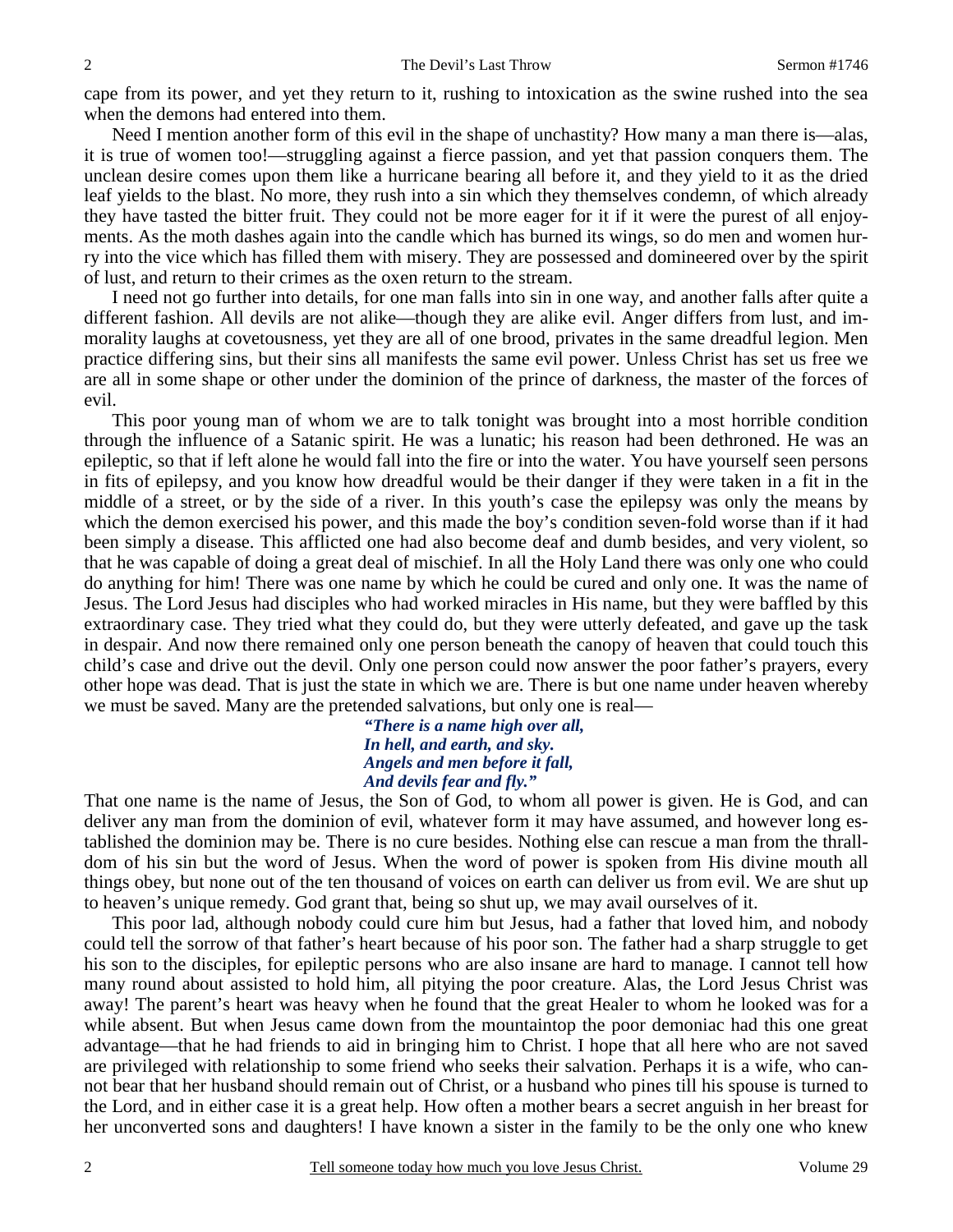cape from its power, and yet they return to it, rushing to intoxication as the swine rushed into the sea when the demons had entered into them.

Need I mention another form of this evil in the shape of unchastity? How many a man there is—alas, it is true of women too!—struggling against a fierce passion, and yet that passion conquers them. The unclean desire comes upon them like a hurricane bearing all before it, and they yield to it as the dried leaf yields to the blast. No more, they rush into a sin which they themselves condemn, of which already they have tasted the bitter fruit. They could not be more eager for it if it were the purest of all enjoyments. As the moth dashes again into the candle which has burned its wings, so do men and women hurry into the vice which has filled them with misery. They are possessed and domineered over by the spirit of lust, and return to their crimes as the oxen return to the stream.

I need not go further into details, for one man falls into sin in one way, and another falls after quite a different fashion. All devils are not alike—though they are alike evil. Anger differs from lust, and immorality laughs at covetousness, yet they are all of one brood, privates in the same dreadful legion. Men practice differing sins, but their sins all manifests the same evil power. Unless Christ has set us free we are all in some shape or other under the dominion of the prince of darkness, the master of the forces of evil.

This poor young man of whom we are to talk tonight was brought into a most horrible condition through the influence of a Satanic spirit. He was a lunatic; his reason had been dethroned. He was an epileptic, so that if left alone he would fall into the fire or into the water. You have yourself seen persons in fits of epilepsy, and you know how dreadful would be their danger if they were taken in a fit in the middle of a street, or by the side of a river. In this youth's case the epilepsy was only the means by which the demon exercised his power, and this made the boy's condition seven-fold worse than if it had been simply a disease. This afflicted one had also become deaf and dumb besides, and very violent, so that he was capable of doing a great deal of mischief. In all the Holy Land there was only one who could do anything for him! There was one name by which he could be cured and only one. It was the name of Jesus. The Lord Jesus had disciples who had worked miracles in His name, but they were baffled by this extraordinary case. They tried what they could do, but they were utterly defeated, and gave up the task in despair. And now there remained only one person beneath the canopy of heaven that could touch this child's case and drive out the devil. Only one person could now answer the poor father's prayers, every other hope was dead. That is just the state in which we are. There is but one name under heaven whereby we must be saved. Many are the pretended salvations, but only one is real—

> ***"There is a name high over all,***
> ***In hell, and earth, and sky.***
> ***Angels and men before it fall,***
> ***And devils fear and fly."***

That one name is the name of Jesus, the Son of God, to whom all power is given. He is God, and can deliver any man from the dominion of evil, whatever form it may have assumed, and however long established the dominion may be. There is no cure besides. Nothing else can rescue a man from the thralldom of his sin but the word of Jesus. When the word of power is spoken from His divine mouth all things obey, but none out of the ten thousand of voices on earth can deliver us from evil. We are shut up to heaven's unique remedy. God grant that, being so shut up, we may avail ourselves of it.

This poor lad, although nobody could cure him but Jesus, had a father that loved him, and nobody could tell the sorrow of that father's heart because of his poor son. The father had a sharp struggle to get his son to the disciples, for epileptic persons who are also insane are hard to manage. I cannot tell how many round about assisted to hold him, all pitying the poor creature. Alas, the Lord Jesus Christ was away! The parent's heart was heavy when he found that the great Healer to whom he looked was for a while absent. But when Jesus came down from the mountaintop the poor demoniac had this one great advantage—that he had friends to aid in bringing him to Christ. I hope that all here who are not saved are privileged with relationship to some friend who seeks their salvation. Perhaps it is a wife, who cannot bear that her husband should remain out of Christ, or a husband who pines till his spouse is turned to the Lord, and in either case it is a great help. How often a mother bears a secret anguish in her breast for her unconverted sons and daughters! I have known a sister in the family to be the only one who knew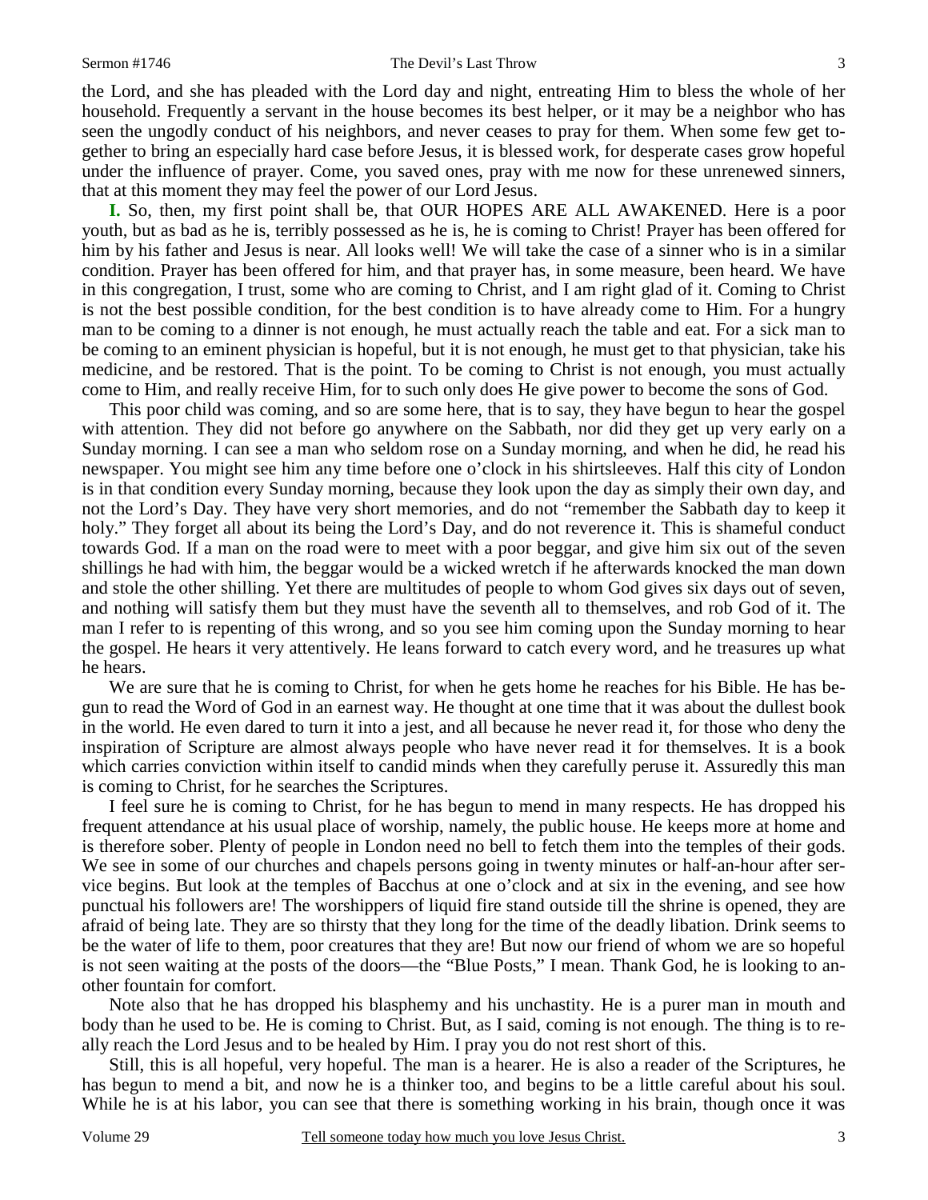the Lord, and she has pleaded with the Lord day and night, entreating Him to bless the whole of her household. Frequently a servant in the house becomes its best helper, or it may be a neighbor who has seen the ungodly conduct of his neighbors, and never ceases to pray for them. When some few get together to bring an especially hard case before Jesus, it is blessed work, for desperate cases grow hopeful under the influence of prayer. Come, you saved ones, pray with me now for these unrenewed sinners, that at this moment they may feel the power of our Lord Jesus.

**I.** So, then, my first point shall be, that OUR HOPES ARE ALL AWAKENED. Here is a poor youth, but as bad as he is, terribly possessed as he is, he is coming to Christ! Prayer has been offered for him by his father and Jesus is near. All looks well! We will take the case of a sinner who is in a similar condition. Prayer has been offered for him, and that prayer has, in some measure, been heard. We have in this congregation, I trust, some who are coming to Christ, and I am right glad of it. Coming to Christ is not the best possible condition, for the best condition is to have already come to Him. For a hungry man to be coming to a dinner is not enough, he must actually reach the table and eat. For a sick man to be coming to an eminent physician is hopeful, but it is not enough, he must get to that physician, take his medicine, and be restored. That is the point. To be coming to Christ is not enough, you must actually come to Him, and really receive Him, for to such only does He give power to become the sons of God.

This poor child was coming, and so are some here, that is to say, they have begun to hear the gospel with attention. They did not before go anywhere on the Sabbath, nor did they get up very early on a Sunday morning. I can see a man who seldom rose on a Sunday morning, and when he did, he read his newspaper. You might see him any time before one o'clock in his shirtsleeves. Half this city of London is in that condition every Sunday morning, because they look upon the day as simply their own day, and not the Lord's Day. They have very short memories, and do not "remember the Sabbath day to keep it holy." They forget all about its being the Lord's Day, and do not reverence it. This is shameful conduct towards God. If a man on the road were to meet with a poor beggar, and give him six out of the seven shillings he had with him, the beggar would be a wicked wretch if he afterwards knocked the man down and stole the other shilling. Yet there are multitudes of people to whom God gives six days out of seven, and nothing will satisfy them but they must have the seventh all to themselves, and rob God of it. The man I refer to is repenting of this wrong, and so you see him coming upon the Sunday morning to hear the gospel. He hears it very attentively. He leans forward to catch every word, and he treasures up what he hears.

We are sure that he is coming to Christ, for when he gets home he reaches for his Bible. He has begun to read the Word of God in an earnest way. He thought at one time that it was about the dullest book in the world. He even dared to turn it into a jest, and all because he never read it, for those who deny the inspiration of Scripture are almost always people who have never read it for themselves. It is a book which carries conviction within itself to candid minds when they carefully peruse it. Assuredly this man is coming to Christ, for he searches the Scriptures.

I feel sure he is coming to Christ, for he has begun to mend in many respects. He has dropped his frequent attendance at his usual place of worship, namely, the public house. He keeps more at home and is therefore sober. Plenty of people in London need no bell to fetch them into the temples of their gods. We see in some of our churches and chapels persons going in twenty minutes or half-an-hour after service begins. But look at the temples of Bacchus at one o'clock and at six in the evening, and see how punctual his followers are! The worshippers of liquid fire stand outside till the shrine is opened, they are afraid of being late. They are so thirsty that they long for the time of the deadly libation. Drink seems to be the water of life to them, poor creatures that they are! But now our friend of whom we are so hopeful is not seen waiting at the posts of the doors—the "Blue Posts," I mean. Thank God, he is looking to another fountain for comfort.

Note also that he has dropped his blasphemy and his unchastity. He is a purer man in mouth and body than he used to be. He is coming to Christ. But, as I said, coming is not enough. The thing is to really reach the Lord Jesus and to be healed by Him. I pray you do not rest short of this.

Still, this is all hopeful, very hopeful. The man is a hearer. He is also a reader of the Scriptures, he has begun to mend a bit, and now he is a thinker too, and begins to be a little careful about his soul. While he is at his labor, you can see that there is something working in his brain, though once it was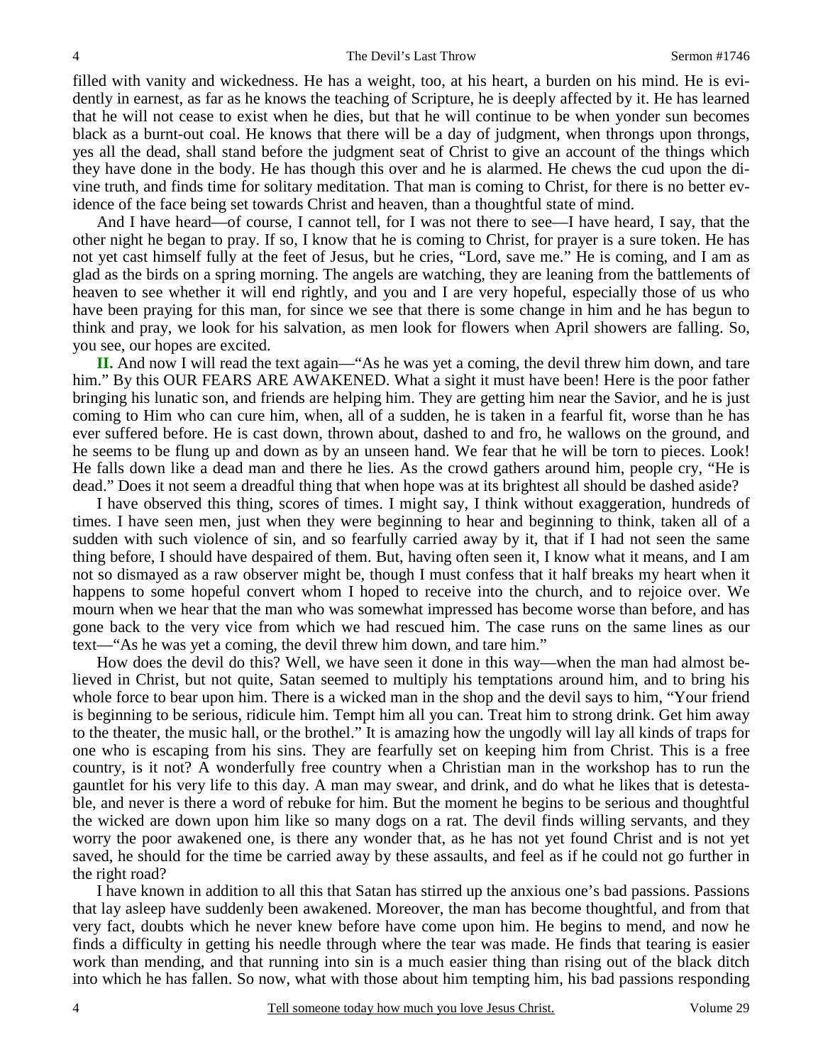filled with vanity and wickedness. He has a weight, too, at his heart, a burden on his mind. He is evidently in earnest, as far as he knows the teaching of Scripture, he is deeply affected by it. He has learned that he will not cease to exist when he dies, but that he will continue to be when yonder sun becomes black as a burnt-out coal. He knows that there will be a day of judgment, when throngs upon throngs, yes all the dead, shall stand before the judgment seat of Christ to give an account of the things which they have done in the body. He has though this over and he is alarmed. He chews the cud upon the divine truth, and finds time for solitary meditation. That man is coming to Christ, for there is no better evidence of the face being set towards Christ and heaven, than a thoughtful state of mind.

And I have heard—of course, I cannot tell, for I was not there to see—I have heard, I say, that the other night he began to pray. If so, I know that he is coming to Christ, for prayer is a sure token. He has not yet cast himself fully at the feet of Jesus, but he cries, "Lord, save me." He is coming, and I am as glad as the birds on a spring morning. The angels are watching, they are leaning from the battlements of heaven to see whether it will end rightly, and you and I are very hopeful, especially those of us who have been praying for this man, for since we see that there is some change in him and he has begun to think and pray, we look for his salvation, as men look for flowers when April showers are falling. So, you see, our hopes are excited.

**II.** And now I will read the text again—"As he was yet a coming, the devil threw him down, and tare him." By this OUR FEARS ARE AWAKENED. What a sight it must have been! Here is the poor father bringing his lunatic son, and friends are helping him. They are getting him near the Savior, and he is just coming to Him who can cure him, when, all of a sudden, he is taken in a fearful fit, worse than he has ever suffered before. He is cast down, thrown about, dashed to and fro, he wallows on the ground, and he seems to be flung up and down as by an unseen hand. We fear that he will be torn to pieces. Look! He falls down like a dead man and there he lies. As the crowd gathers around him, people cry, "He is dead." Does it not seem a dreadful thing that when hope was at its brightest all should be dashed aside?

I have observed this thing, scores of times. I might say, I think without exaggeration, hundreds of times. I have seen men, just when they were beginning to hear and beginning to think, taken all of a sudden with such violence of sin, and so fearfully carried away by it, that if I had not seen the same thing before, I should have despaired of them. But, having often seen it, I know what it means, and I am not so dismayed as a raw observer might be, though I must confess that it half breaks my heart when it happens to some hopeful convert whom I hoped to receive into the church, and to rejoice over. We mourn when we hear that the man who was somewhat impressed has become worse than before, and has gone back to the very vice from which we had rescued him. The case runs on the same lines as our text—"As he was yet a coming, the devil threw him down, and tare him."

How does the devil do this? Well, we have seen it done in this way—when the man had almost believed in Christ, but not quite, Satan seemed to multiply his temptations around him, and to bring his whole force to bear upon him. There is a wicked man in the shop and the devil says to him, "Your friend is beginning to be serious, ridicule him. Tempt him all you can. Treat him to strong drink. Get him away to the theater, the music hall, or the brothel." It is amazing how the ungodly will lay all kinds of traps for one who is escaping from his sins. They are fearfully set on keeping him from Christ. This is a free country, is it not? A wonderfully free country when a Christian man in the workshop has to run the gauntlet for his very life to this day. A man may swear, and drink, and do what he likes that is detestable, and never is there a word of rebuke for him. But the moment he begins to be serious and thoughtful the wicked are down upon him like so many dogs on a rat. The devil finds willing servants, and they worry the poor awakened one, is there any wonder that, as he has not yet found Christ and is not yet saved, he should for the time be carried away by these assaults, and feel as if he could not go further in the right road?

I have known in addition to all this that Satan has stirred up the anxious one's bad passions. Passions that lay asleep have suddenly been awakened. Moreover, the man has become thoughtful, and from that very fact, doubts which he never knew before have come upon him. He begins to mend, and now he finds a difficulty in getting his needle through where the tear was made. He finds that tearing is easier work than mending, and that running into sin is a much easier thing than rising out of the black ditch into which he has fallen. So now, what with those about him tempting him, his bad passions responding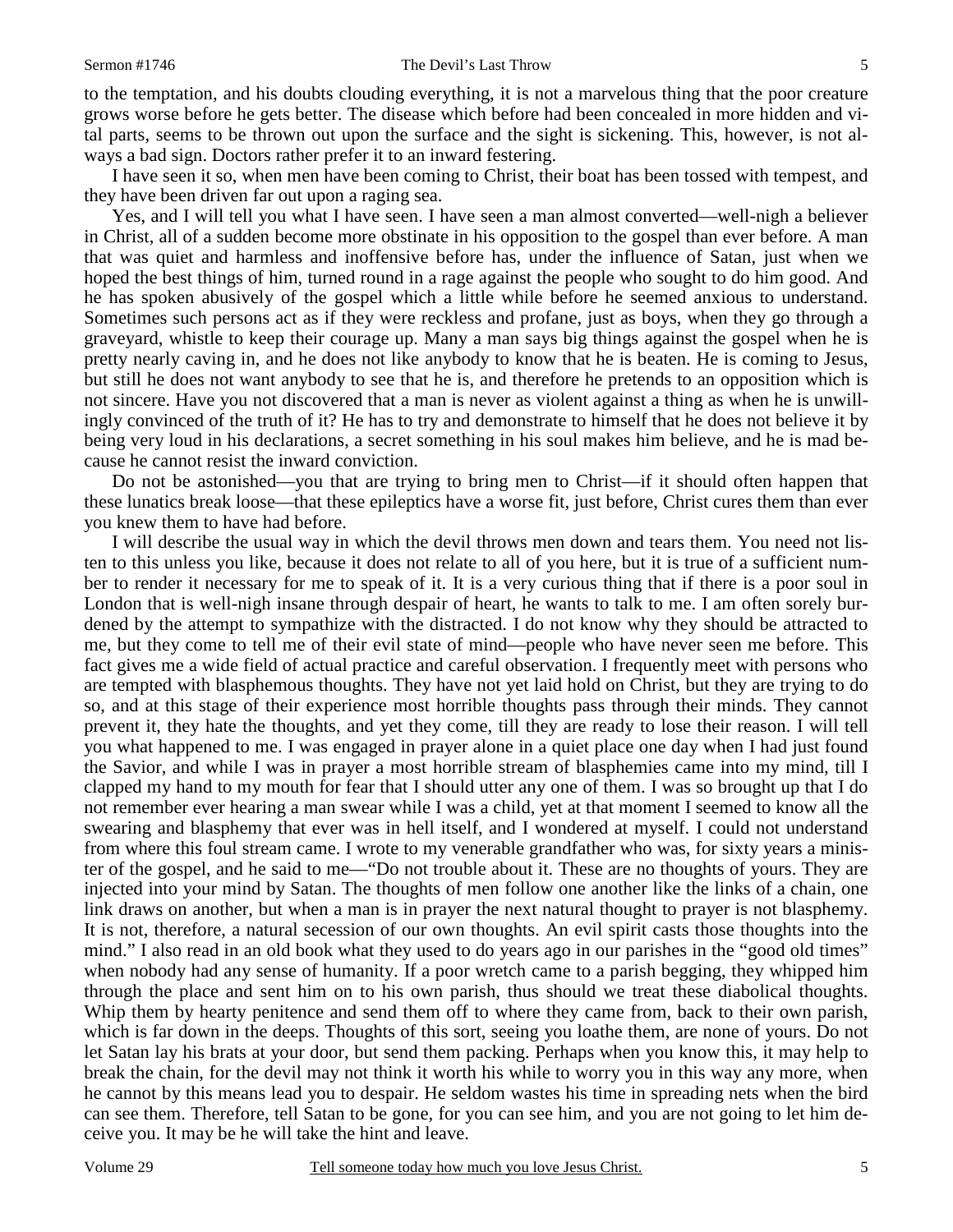to the temptation, and his doubts clouding everything, it is not a marvelous thing that the poor creature grows worse before he gets better. The disease which before had been concealed in more hidden and vital parts, seems to be thrown out upon the surface and the sight is sickening. This, however, is not always a bad sign. Doctors rather prefer it to an inward festering.

I have seen it so, when men have been coming to Christ, their boat has been tossed with tempest, and they have been driven far out upon a raging sea.

Yes, and I will tell you what I have seen. I have seen a man almost converted—well-nigh a believer in Christ, all of a sudden become more obstinate in his opposition to the gospel than ever before. A man that was quiet and harmless and inoffensive before has, under the influence of Satan, just when we hoped the best things of him, turned round in a rage against the people who sought to do him good. And he has spoken abusively of the gospel which a little while before he seemed anxious to understand. Sometimes such persons act as if they were reckless and profane, just as boys, when they go through a graveyard, whistle to keep their courage up. Many a man says big things against the gospel when he is pretty nearly caving in, and he does not like anybody to know that he is beaten. He is coming to Jesus, but still he does not want anybody to see that he is, and therefore he pretends to an opposition which is not sincere. Have you not discovered that a man is never as violent against a thing as when he is unwillingly convinced of the truth of it? He has to try and demonstrate to himself that he does not believe it by being very loud in his declarations, a secret something in his soul makes him believe, and he is mad because he cannot resist the inward conviction.

Do not be astonished—you that are trying to bring men to Christ—if it should often happen that these lunatics break loose—that these epileptics have a worse fit, just before, Christ cures them than ever you knew them to have had before.

I will describe the usual way in which the devil throws men down and tears them. You need not listen to this unless you like, because it does not relate to all of you here, but it is true of a sufficient number to render it necessary for me to speak of it. It is a very curious thing that if there is a poor soul in London that is well-nigh insane through despair of heart, he wants to talk to me. I am often sorely burdened by the attempt to sympathize with the distracted. I do not know why they should be attracted to me, but they come to tell me of their evil state of mind—people who have never seen me before. This fact gives me a wide field of actual practice and careful observation. I frequently meet with persons who are tempted with blasphemous thoughts. They have not yet laid hold on Christ, but they are trying to do so, and at this stage of their experience most horrible thoughts pass through their minds. They cannot prevent it, they hate the thoughts, and yet they come, till they are ready to lose their reason. I will tell you what happened to me. I was engaged in prayer alone in a quiet place one day when I had just found the Savior, and while I was in prayer a most horrible stream of blasphemies came into my mind, till I clapped my hand to my mouth for fear that I should utter any one of them. I was so brought up that I do not remember ever hearing a man swear while I was a child, yet at that moment I seemed to know all the swearing and blasphemy that ever was in hell itself, and I wondered at myself. I could not understand from where this foul stream came. I wrote to my venerable grandfather who was, for sixty years a minister of the gospel, and he said to me—"Do not trouble about it. These are no thoughts of yours. They are injected into your mind by Satan. The thoughts of men follow one another like the links of a chain, one link draws on another, but when a man is in prayer the next natural thought to prayer is not blasphemy. It is not, therefore, a natural secession of our own thoughts. An evil spirit casts those thoughts into the mind." I also read in an old book what they used to do years ago in our parishes in the "good old times" when nobody had any sense of humanity. If a poor wretch came to a parish begging, they whipped him through the place and sent him on to his own parish, thus should we treat these diabolical thoughts. Whip them by hearty penitence and send them off to where they came from, back to their own parish, which is far down in the deeps. Thoughts of this sort, seeing you loathe them, are none of yours. Do not let Satan lay his brats at your door, but send them packing. Perhaps when you know this, it may help to break the chain, for the devil may not think it worth his while to worry you in this way any more, when he cannot by this means lead you to despair. He seldom wastes his time in spreading nets when the bird can see them. Therefore, tell Satan to be gone, for you can see him, and you are not going to let him deceive you. It may be he will take the hint and leave.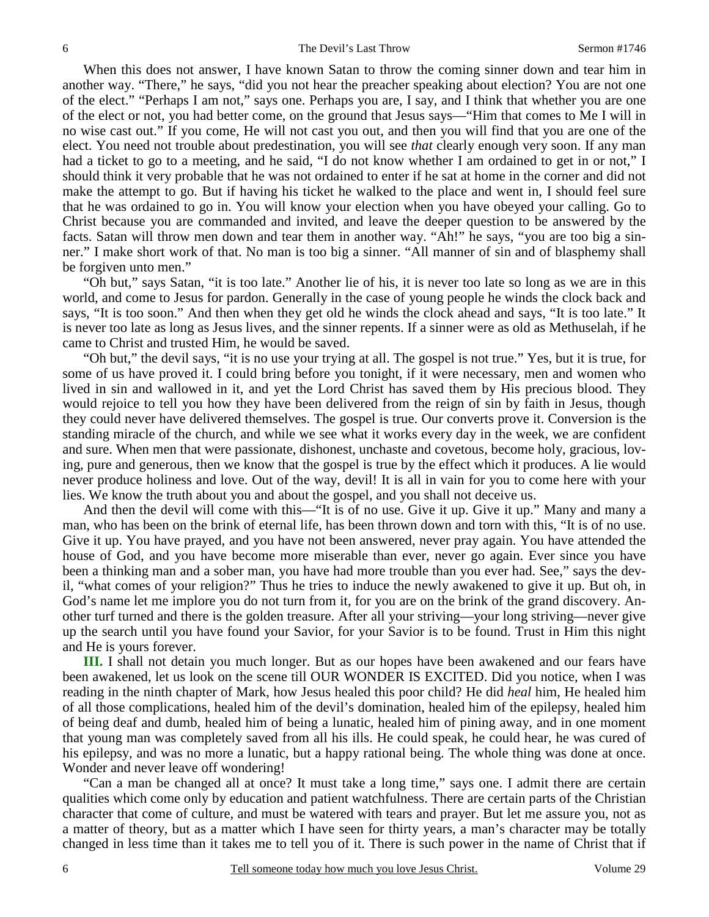When this does not answer, I have known Satan to throw the coming sinner down and tear him in another way. "There," he says, "did you not hear the preacher speaking about election? You are not one of the elect." "Perhaps I am not," says one. Perhaps you are, I say, and I think that whether you are one of the elect or not, you had better come, on the ground that Jesus says—"Him that comes to Me I will in no wise cast out." If you come, He will not cast you out, and then you will find that you are one of the elect. You need not trouble about predestination, you will see *that* clearly enough very soon. If any man had a ticket to go to a meeting, and he said, "I do not know whether I am ordained to get in or not," I should think it very probable that he was not ordained to enter if he sat at home in the corner and did not make the attempt to go. But if having his ticket he walked to the place and went in, I should feel sure that he was ordained to go in. You will know your election when you have obeyed your calling. Go to Christ because you are commanded and invited, and leave the deeper question to be answered by the facts. Satan will throw men down and tear them in another way. "Ah!" he says, "you are too big a sinner." I make short work of that. No man is too big a sinner. "All manner of sin and of blasphemy shall be forgiven unto men."

"Oh but," says Satan, "it is too late." Another lie of his, it is never too late so long as we are in this world, and come to Jesus for pardon. Generally in the case of young people he winds the clock back and says, "It is too soon." And then when they get old he winds the clock ahead and says, "It is too late." It is never too late as long as Jesus lives, and the sinner repents. If a sinner were as old as Methuselah, if he came to Christ and trusted Him, he would be saved.

"Oh but," the devil says, "it is no use your trying at all. The gospel is not true." Yes, but it is true, for some of us have proved it. I could bring before you tonight, if it were necessary, men and women who lived in sin and wallowed in it, and yet the Lord Christ has saved them by His precious blood. They would rejoice to tell you how they have been delivered from the reign of sin by faith in Jesus, though they could never have delivered themselves. The gospel is true. Our converts prove it. Conversion is the standing miracle of the church, and while we see what it works every day in the week, we are confident and sure. When men that were passionate, dishonest, unchaste and covetous, become holy, gracious, loving, pure and generous, then we know that the gospel is true by the effect which it produces. A lie would never produce holiness and love. Out of the way, devil! It is all in vain for you to come here with your lies. We know the truth about you and about the gospel, and you shall not deceive us.

And then the devil will come with this—"It is of no use. Give it up. Give it up." Many and many a man, who has been on the brink of eternal life, has been thrown down and torn with this, "It is of no use. Give it up. You have prayed, and you have not been answered, never pray again. You have attended the house of God, and you have become more miserable than ever, never go again. Ever since you have been a thinking man and a sober man, you have had more trouble than you ever had. See," says the devil, "what comes of your religion?" Thus he tries to induce the newly awakened to give it up. But oh, in God's name let me implore you do not turn from it, for you are on the brink of the grand discovery. Another turf turned and there is the golden treasure. After all your striving—your long striving—never give up the search until you have found your Savior, for your Savior is to be found. Trust in Him this night and He is yours forever.

**III.** I shall not detain you much longer. But as our hopes have been awakened and our fears have been awakened, let us look on the scene till OUR WONDER IS EXCITED. Did you notice, when I was reading in the ninth chapter of Mark, how Jesus healed this poor child? He did *heal* him, He healed him of all those complications, healed him of the devil's domination, healed him of the epilepsy, healed him of being deaf and dumb, healed him of being a lunatic, healed him of pining away, and in one moment that young man was completely saved from all his ills. He could speak, he could hear, he was cured of his epilepsy, and was no more a lunatic, but a happy rational being. The whole thing was done at once. Wonder and never leave off wondering!

"Can a man be changed all at once? It must take a long time," says one. I admit there are certain qualities which come only by education and patient watchfulness. There are certain parts of the Christian character that come of culture, and must be watered with tears and prayer. But let me assure you, not as a matter of theory, but as a matter which I have seen for thirty years, a man's character may be totally changed in less time than it takes me to tell you of it. There is such power in the name of Christ that if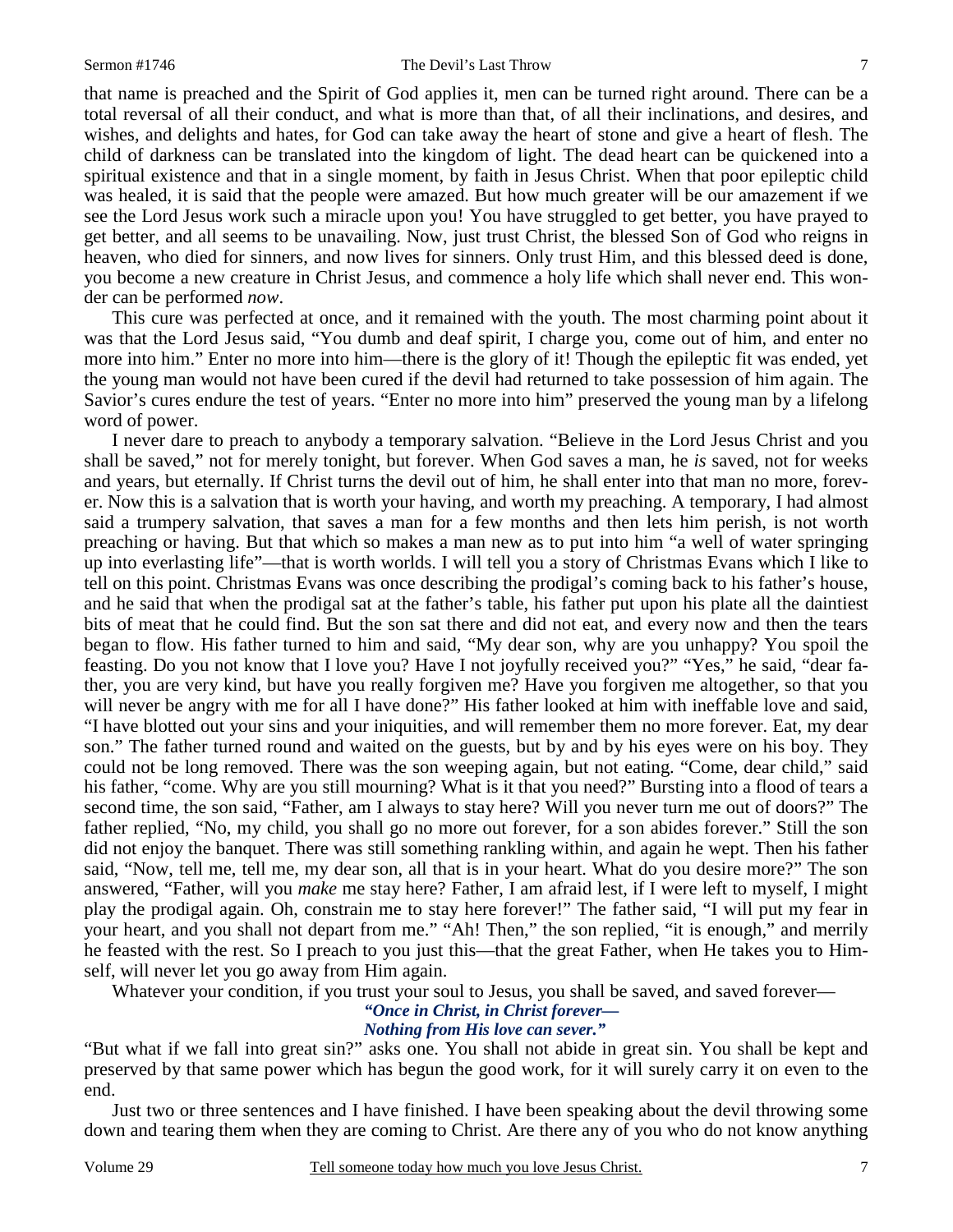that name is preached and the Spirit of God applies it, men can be turned right around. There can be a total reversal of all their conduct, and what is more than that, of all their inclinations, and desires, and wishes, and delights and hates, for God can take away the heart of stone and give a heart of flesh. The child of darkness can be translated into the kingdom of light. The dead heart can be quickened into a spiritual existence and that in a single moment, by faith in Jesus Christ. When that poor epileptic child was healed, it is said that the people were amazed. But how much greater will be our amazement if we see the Lord Jesus work such a miracle upon you! You have struggled to get better, you have prayed to get better, and all seems to be unavailing. Now, just trust Christ, the blessed Son of God who reigns in heaven, who died for sinners, and now lives for sinners. Only trust Him, and this blessed deed is done, you become a new creature in Christ Jesus, and commence a holy life which shall never end. This wonder can be performed *now*.

This cure was perfected at once, and it remained with the youth. The most charming point about it was that the Lord Jesus said, "You dumb and deaf spirit, I charge you, come out of him, and enter no more into him." Enter no more into him—there is the glory of it! Though the epileptic fit was ended, yet the young man would not have been cured if the devil had returned to take possession of him again. The Savior's cures endure the test of years. "Enter no more into him" preserved the young man by a lifelong word of power.

I never dare to preach to anybody a temporary salvation. "Believe in the Lord Jesus Christ and you shall be saved," not for merely tonight, but forever. When God saves a man, he *is* saved, not for weeks and years, but eternally. If Christ turns the devil out of him, he shall enter into that man no more, forever. Now this is a salvation that is worth your having, and worth my preaching. A temporary, I had almost said a trumpery salvation, that saves a man for a few months and then lets him perish, is not worth preaching or having. But that which so makes a man new as to put into him "a well of water springing up into everlasting life"—that is worth worlds. I will tell you a story of Christmas Evans which I like to tell on this point. Christmas Evans was once describing the prodigal's coming back to his father's house, and he said that when the prodigal sat at the father's table, his father put upon his plate all the daintiest bits of meat that he could find. But the son sat there and did not eat, and every now and then the tears began to flow. His father turned to him and said, "My dear son, why are you unhappy? You spoil the feasting. Do you not know that I love you? Have I not joyfully received you?" "Yes," he said, "dear father, you are very kind, but have you really forgiven me? Have you forgiven me altogether, so that you will never be angry with me for all I have done?" His father looked at him with ineffable love and said, "I have blotted out your sins and your iniquities, and will remember them no more forever. Eat, my dear son." The father turned round and waited on the guests, but by and by his eyes were on his boy. They could not be long removed. There was the son weeping again, but not eating. "Come, dear child," said his father, "come. Why are you still mourning? What is it that you need?" Bursting into a flood of tears a second time, the son said, "Father, am I always to stay here? Will you never turn me out of doors?" The father replied, "No, my child, you shall go no more out forever, for a son abides forever." Still the son did not enjoy the banquet. There was still something rankling within, and again he wept. Then his father said, "Now, tell me, tell me, my dear son, all that is in your heart. What do you desire more?" The son answered, "Father, will you *make* me stay here? Father, I am afraid lest, if I were left to myself, I might play the prodigal again. Oh, constrain me to stay here forever!" The father said, "I will put my fear in your heart, and you shall not depart from me." "Ah! Then," the son replied, "it is enough," and merrily he feasted with the rest. So I preach to you just this—that the great Father, when He takes you to Himself, will never let you go away from Him again.

Whatever your condition, if you trust your soul to Jesus, you shall be saved, and saved forever—

> ***"Once in Christ, in Christ forever—***
> ***Nothing from His love can sever."***

"But what if we fall into great sin?" asks one. You shall not abide in great sin. You shall be kept and preserved by that same power which has begun the good work, for it will surely carry it on even to the end.

Just two or three sentences and I have finished. I have been speaking about the devil throwing some down and tearing them when they are coming to Christ. Are there any of you who do not know anything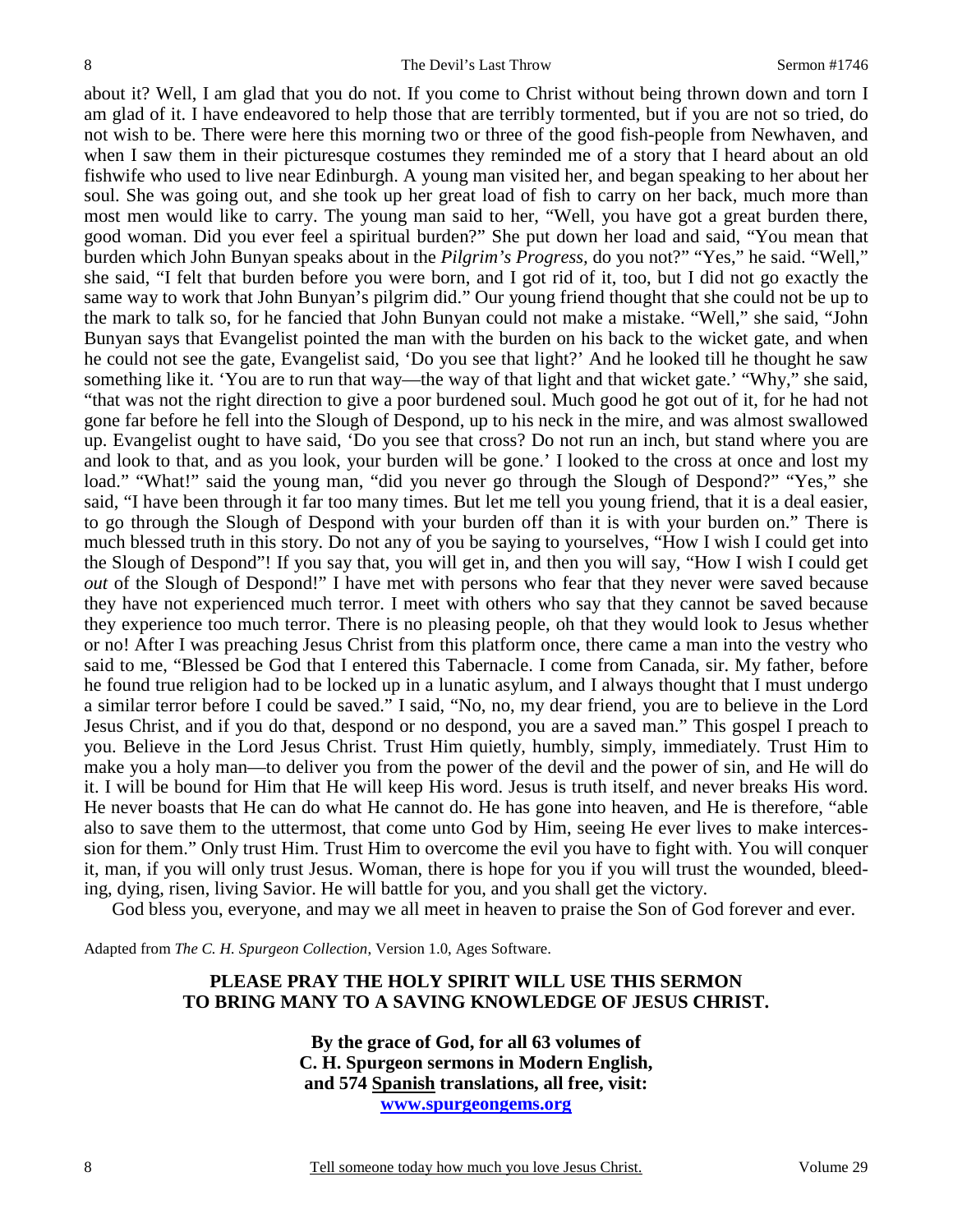about it? Well, I am glad that you do not. If you come to Christ without being thrown down and torn I am glad of it. I have endeavored to help those that are terribly tormented, but if you are not so tried, do not wish to be. There were here this morning two or three of the good fish-people from Newhaven, and when I saw them in their picturesque costumes they reminded me of a story that I heard about an old fishwife who used to live near Edinburgh. A young man visited her, and began speaking to her about her soul. She was going out, and she took up her great load of fish to carry on her back, much more than most men would like to carry. The young man said to her, "Well, you have got a great burden there, good woman. Did you ever feel a spiritual burden?" She put down her load and said, "You mean that burden which John Bunyan speaks about in the *Pilgrim's Progress*, do you not?" "Yes," he said. "Well," she said, "I felt that burden before you were born, and I got rid of it, too, but I did not go exactly the same way to work that John Bunyan's pilgrim did." Our young friend thought that she could not be up to the mark to talk so, for he fancied that John Bunyan could not make a mistake. "Well," she said, "John Bunyan says that Evangelist pointed the man with the burden on his back to the wicket gate, and when he could not see the gate, Evangelist said, 'Do you see that light?' And he looked till he thought he saw something like it. 'You are to run that way—the way of that light and that wicket gate.' "Why," she said, "that was not the right direction to give a poor burdened soul. Much good he got out of it, for he had not gone far before he fell into the Slough of Despond, up to his neck in the mire, and was almost swallowed up. Evangelist ought to have said, 'Do you see that cross? Do not run an inch, but stand where you are and look to that, and as you look, your burden will be gone.' I looked to the cross at once and lost my load." "What!" said the young man, "did you never go through the Slough of Despond?" "Yes," she said, "I have been through it far too many times. But let me tell you young friend, that it is a deal easier, to go through the Slough of Despond with your burden off than it is with your burden on." There is much blessed truth in this story. Do not any of you be saying to yourselves, "How I wish I could get into the Slough of Despond"! If you say that, you will get in, and then you will say, "How I wish I could get *out* of the Slough of Despond!" I have met with persons who fear that they never were saved because they have not experienced much terror. I meet with others who say that they cannot be saved because they experience too much terror. There is no pleasing people, oh that they would look to Jesus whether or no! After I was preaching Jesus Christ from this platform once, there came a man into the vestry who said to me, "Blessed be God that I entered this Tabernacle. I come from Canada, sir. My father, before he found true religion had to be locked up in a lunatic asylum, and I always thought that I must undergo a similar terror before I could be saved." I said, "No, no, my dear friend, you are to believe in the Lord Jesus Christ, and if you do that, despond or no despond, you are a saved man." This gospel I preach to you. Believe in the Lord Jesus Christ. Trust Him quietly, humbly, simply, immediately. Trust Him to make you a holy man—to deliver you from the power of the devil and the power of sin, and He will do it. I will be bound for Him that He will keep His word. Jesus is truth itself, and never breaks His word. He never boasts that He can do what He cannot do. He has gone into heaven, and He is therefore, "able also to save them to the uttermost, that come unto God by Him, seeing He ever lives to make intercession for them." Only trust Him. Trust Him to overcome the evil you have to fight with. You will conquer it, man, if you will only trust Jesus. Woman, there is hope for you if you will trust the wounded, bleeding, dying, risen, living Savior. He will battle for you, and you shall get the victory.

God bless you, everyone, and may we all meet in heaven to praise the Son of God forever and ever.

Adapted from *The C. H. Spurgeon Collection*, Version 1.0, Ages Software.

**PLEASE PRAY THE HOLY SPIRIT WILL USE THIS SERMON TO BRING MANY TO A SAVING KNOWLEDGE OF JESUS CHRIST.**

**By the grace of God, for all 63 volumes of C. H. Spurgeon sermons in Modern English, and 574 Spanish translations, all free, visit: www.spurgeongems.org**